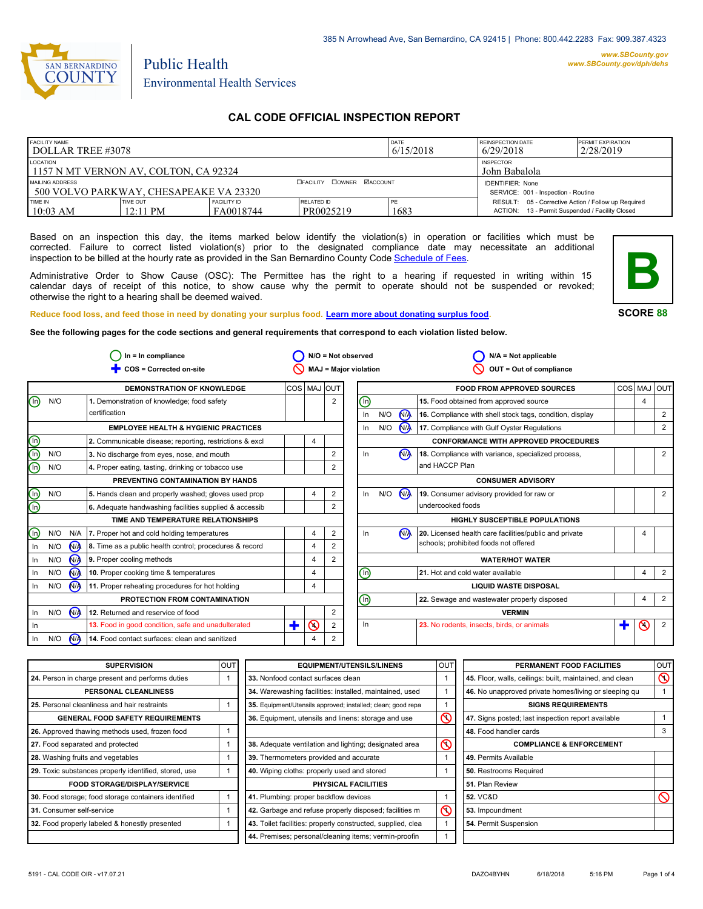385 N Arrowhead Ave, San Bernardino, CA 92415 | Phone: 800.442.2283 Fax: 909.387.4323

www.SBCounty.gov
www.SBCounty.gov/dph/dehs

SAN BERNARDINO COUNTY

Public Health
Environmental Health Services

# CAL CODE OFFICIAL INSPECTION REPORT

| FACILITY NAME | DATE | REINSPECTION DATE | PERMIT EXPIRATION |
|---|---|---|---|
| DOLLAR TREE #3078 | 6/15/2018 | 6/29/2018 | 2/28/2019 |

| LOCATION | INSPECTOR |
|---|---|
| 1157 N MT VERNON AV, COLTON, CA 92324 | John Babalola |

| MAILING ADDRESS | ☐FACILITY ☐OWNER ☑ACCOUNT | IDENTIFIER: None |
|---|---|---|
| 500 VOLVO PARKWAY, CHESAPEAKE VA 23320 | | SERVICE: 001 - Inspection - Routine |

| TIME IN | TIME OUT | FACILITY ID | RELATED ID | PE | |
|---|---|---|---|---|---|
| 10:03 AM | 12:11 PM | FA0018744 | PR0025219 | 1683 | RESULT: 05 - Corrective Action / Follow up Required; ACTION: 13 - Permit Suspended / Facility Closed |

Based on an inspection this day, the items marked below identify the violation(s) in operation or facilities which must be corrected. Failure to correct listed violation(s) prior to the designated compliance date may necessitate an additional inspection to be billed at the hourly rate as provided in the San Bernardino County Code Schedule of Fees.

Administrative Order to Show Cause (OSC): The Permittee has the right to a hearing if requested in writing within 15 calendar days of receipt of this notice, to show cause why the permit to operate should not be suspended or revoked; otherwise the right to a hearing shall be deemed waived.

**B**

**SCORE 88**

Reduce food loss, and feed those in need by donating your surplus food. Learn more about donating surplus food.

**See the following pages for the code sections and general requirements that correspond to each violation listed below.**

In = In compliance | N/O = Not observed | N/A = Not applicable | COS = Corrected on-site | MAJ = Major violation | OUT = Out of compliance

| | | | DEMONSTRATION OF KNOWLEDGE | COS | MAJ | OUT |
|---|---|---|---|---|---|---|
| (In) | N/O | | 1. Demonstration of knowledge; food safety certification | | | 2 |
| | | | **EMPLOYEE HEALTH & HYGIENIC PRACTICES** | | | |
| (In) | | | 2. Communicable disease; reporting, restrictions & excl | | 4 | |
| (In) | N/O | | 3. No discharge from eyes, nose, and mouth | | | 2 |
| (In) | N/O | | 4. Proper eating, tasting, drinking or tobacco use | | | 2 |
| | | | **PREVENTING CONTAMINATION BY HANDS** | | | |
| (In) | N/O | | 5. Hands clean and properly washed; gloves used prop | | 4 | 2 |
| (In) | | | 6. Adequate handwashing facilities supplied & accessib | | | 2 |
| | | | **TIME AND TEMPERATURE RELATIONSHIPS** | | | |
| (In) | N/O | N/A | 7. Proper hot and cold holding temperatures | | 4 | 2 |
| In | N/O | (N/A) | 8. Time as a public health control; procedures & record | | 4 | 2 |
| In | N/O | (N/A) | 9. Proper cooling methods | | 4 | 2 |
| In | N/O | (N/A) | 10. Proper cooking time & temperatures | | 4 | |
| In | N/O | (N/A) | 11. Proper reheating procedures for hot holding | | 4 | |
| | | | **PROTECTION FROM CONTAMINATION** | | | |
| In | N/O | (N/A) | 12. Returned and reservice of food | | | 2 |
| In | | | 13. Food in good condition, safe and unadulterated | ✚ | ⊘ | 2 |
| In | N/O | (N/A) | 14. Food contact surfaces: clean and sanitized | | 4 | 2 |

| | | | FOOD FROM APPROVED SOURCES | COS | MAJ | OUT |
|---|---|---|---|---|---|---|
| (In) | | | 15. Food obtained from approved source | | 4 | |
| In | N/O | (N/A) | 16. Compliance with shell stock tags, condition, display | | | 2 |
| In | N/O | (N/A) | 17. Compliance with Gulf Oyster Regulations | | | 2 |
| | | | **CONFORMANCE WITH APPROVED PROCEDURES** | | | |
| In | | (N/A) | 18. Compliance with variance, specialized process, and HACCP Plan | | | 2 |
| | | | **CONSUMER ADVISORY** | | | |
| In | N/O | (N/A) | 19. Consumer advisory provided for raw or undercooked foods | | | 2 |
| | | | **HIGHLY SUSCEPTIBLE POPULATIONS** | | | |
| In | | (N/A) | 20. Licensed health care facilities/public and private schools; prohibited foods not offered | | 4 | |
| | | | **WATER/HOT WATER** | | | |
| (In) | | | 21. Hot and cold water available | | 4 | 2 |
| | | | **LIQUID WASTE DISPOSAL** | | | |
| (In) | | | 22. Sewage and wastewater properly disposed | | 4 | 2 |
| | | | **VERMIN** | | | |
| In | | | 23. No rodents, insects, birds, or animals | ✚ | ⊘ | 2 |

| SUPERVISION | OUT |
|---|---|
| 24. Person in charge present and performs duties | 1 |
| **PERSONAL CLEANLINESS** | |
| 25. Personal cleanliness and hair restraints | 1 |
| **GENERAL FOOD SAFETY REQUIREMENTS** | |
| 26. Approved thawing methods used, frozen food | 1 |
| 27. Food separated and protected | 1 |
| 28. Washing fruits and vegetables | 1 |
| 29. Toxic substances properly identified, stored, use | 1 |
| **FOOD STORAGE/DISPLAY/SERVICE** | |
| 30. Food storage; food storage containers identified | 1 |
| 31. Consumer self-service | 1 |
| 32. Food properly labeled & honestly presented | 1 |

| EQUIPMENT/UTENSILS/LINENS | OUT |
|---|---|
| 33. Nonfood contact surfaces clean | 1 |
| 34. Warewashing facilities: installed, maintained, used | 1 |
| 35. Equipment/Utensils approved; installed; clean; good repa | 1 |
| 36. Equipment, utensils and linens: storage and use | ⊘ |
| 38. Adequate ventilation and lighting; designated area | ⊘ |
| 39. Thermometers provided and accurate | 1 |
| 40. Wiping cloths: properly used and stored | 1 |
| **PHYSICAL FACILITIES** | |
| 41. Plumbing: proper backflow devices | 1 |
| 42. Garbage and refuse properly disposed; facilities m | ⊘ |
| 43. Toilet facilities: properly constructed, supplied, clea | 1 |
| 44. Premises; personal/cleaning items; vermin-proofin | 1 |

| PERMANENT FOOD FACILITIES | OUT |
|---|---|
| 45. Floor, walls, ceilings: built, maintained, and clean | ⊘ |
| 46. No unapproved private homes/living or sleeping qu | 1 |
| **SIGNS REQUIREMENTS** | |
| 47. Signs posted; last inspection report available | 1 |
| 48. Food handler cards | 3 |
| **COMPLIANCE & ENFORCEMENT** | |
| 49. Permits Available | |
| 50. Restrooms Required | |
| 51. Plan Review | |
| 52. VC&D | ⊘ |
| 53. Impoundment | |
| 54. Permit Suspension | |

5191 - CAL CODE OIR - v17.07.21 DAZO4BYHN 6/18/2018 5:16 PM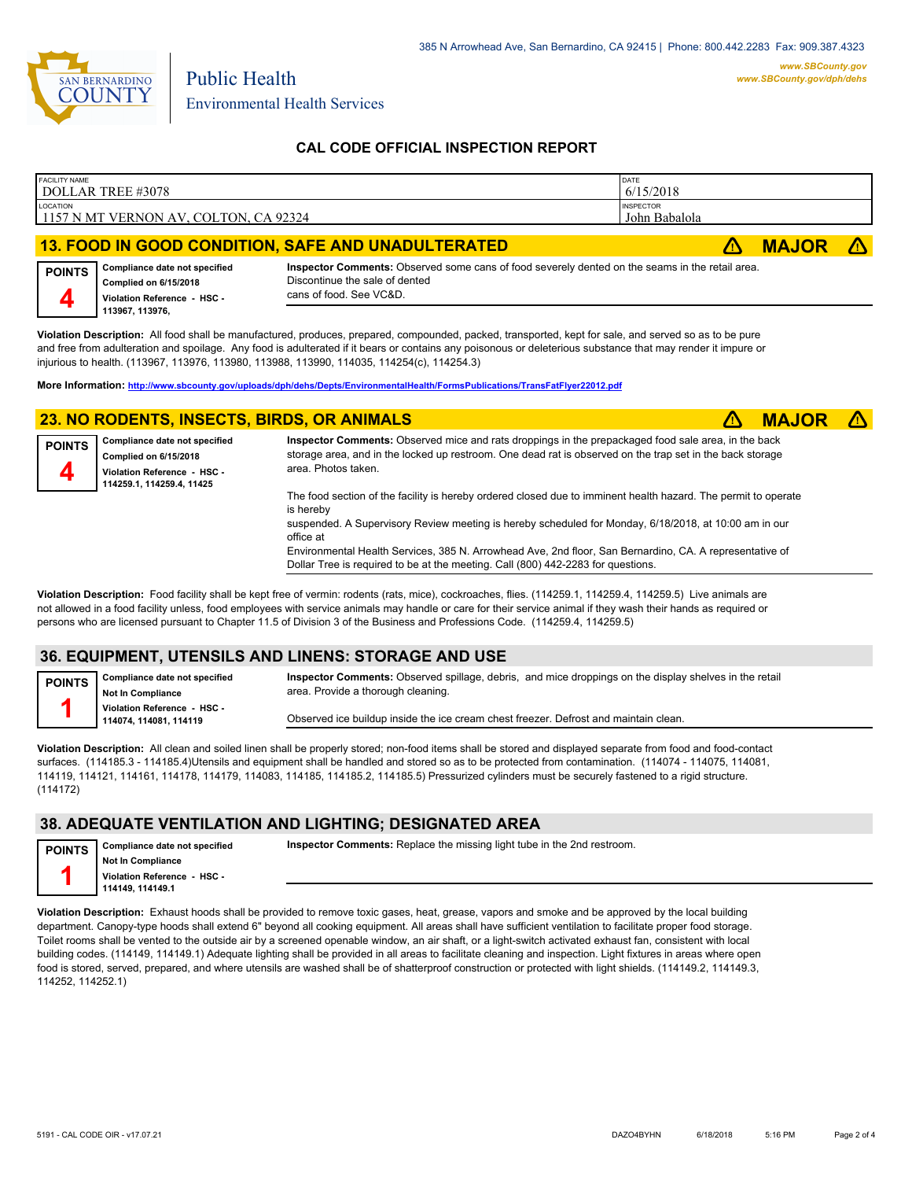San Bernardino County

Public Health
Environmental Health Services

385 N Arrowhead Ave, San Bernardino, CA 92415 | Phone: 800.442.2283 Fax: 909.387.4323
www.SBCounty.gov
www.SBCounty.gov/dph/dehs

## CAL CODE OFFICIAL INSPECTION REPORT

| FACILITY NAME | DATE |
|---|---|
| DOLLAR TREE #3078 | 6/15/2018 |
| **LOCATION** | **INSPECTOR** |
| 1157 N MT VERNON AV, COLTON, CA 92324 | John Babalola |

### 13. FOOD IN GOOD CONDITION, SAFE AND UNADULTERATED — MAJOR

**POINTS** 4

**Compliance date not specified**
**Complied on 6/15/2018**
**Violation Reference - HSC - 113967, 113976,**

**Inspector Comments:** Observed some cans of food severely dented on the seams in the retail area. Discontinue the sale of dented cans of food. See VC&D.

**Violation Description:** All food shall be manufactured, produces, prepared, compounded, packed, transported, kept for sale, and served so as to be pure and free from adulteration and spoilage. Any food is adulterated if it bears or contains any poisonous or deleterious substance that may render it impure or injurious to health. (113967, 113976, 113980, 113988, 113990, 114035, 114254(c), 114254.3)

**More Information:** http://www.sbcounty.gov/uploads/dph/dehs/Depts/EnvironmentalHealth/FormsPublications/TransFatFlyer22012.pdf

### 23. NO RODENTS, INSECTS, BIRDS, OR ANIMALS — MAJOR

**POINTS** 4

**Compliance date not specified**
**Complied on 6/15/2018**
**Violation Reference - HSC - 114259.1, 114259.4, 11425**

**Inspector Comments:** Observed mice and rats droppings in the prepackaged food sale area, in the back storage area, and in the locked up restroom. One dead rat is observed on the trap set in the back storage area. Photos taken.

The food section of the facility is hereby ordered closed due to imminent health hazard. The permit to operate is hereby suspended. A Supervisory Review meeting is hereby scheduled for Monday, 6/18/2018, at 10:00 am in our office at Environmental Health Services, 385 N. Arrowhead Ave, 2nd floor, San Bernardino, CA. A representative of Dollar Tree is required to be at the meeting. Call (800) 442-2283 for questions.

**Violation Description:** Food facility shall be kept free of vermin: rodents (rats, mice), cockroaches, flies. (114259.1, 114259.4, 114259.5) Live animals are not allowed in a food facility unless, food employees with service animals may handle or care for their service animal if they wash their hands as required or persons who are licensed pursuant to Chapter 11.5 of Division 3 of the Business and Professions Code. (114259.4, 114259.5)

### 36. EQUIPMENT, UTENSILS AND LINENS: STORAGE AND USE

**POINTS** 1

**Compliance date not specified**
**Not In Compliance**
**Violation Reference - HSC - 114074, 114081, 114119**

**Inspector Comments:** Observed spillage, debris, and mice droppings on the display shelves in the retail area. Provide a thorough cleaning.

Observed ice buildup inside the ice cream chest freezer. Defrost and maintain clean.

**Violation Description:** All clean and soiled linen shall be properly stored; non-food items shall be stored and displayed separate from food and food-contact surfaces. (114185.3 - 114185.4)Utensils and equipment shall be handled and stored so as to be protected from contamination. (114074 - 114075, 114081, 114119, 114121, 114161, 114178, 114179, 114083, 114185, 114185.2, 114185.5) Pressurized cylinders must be securely fastened to a rigid structure. (114172)

### 38. ADEQUATE VENTILATION AND LIGHTING; DESIGNATED AREA

**POINTS** 1

**Compliance date not specified**
**Not In Compliance**
**Violation Reference - HSC - 114149, 114149.1**

**Inspector Comments:** Replace the missing light tube in the 2nd restroom.

**Violation Description:** Exhaust hoods shall be provided to remove toxic gases, heat, grease, vapors and smoke and be approved by the local building department. Canopy-type hoods shall extend 6" beyond all cooking equipment. All areas shall have sufficient ventilation to facilitate proper food storage. Toilet rooms shall be vented to the outside air by a screened openable window, an air shaft, or a light-switch activated exhaust fan, consistent with local building codes. (114149, 114149.1) Adequate lighting shall be provided in all areas to facilitate cleaning and inspection. Light fixtures in areas where open food is stored, served, prepared, and where utensils are washed shall be of shatterproof construction or protected with light shields. (114149.2, 114149.3, 114252, 114252.1)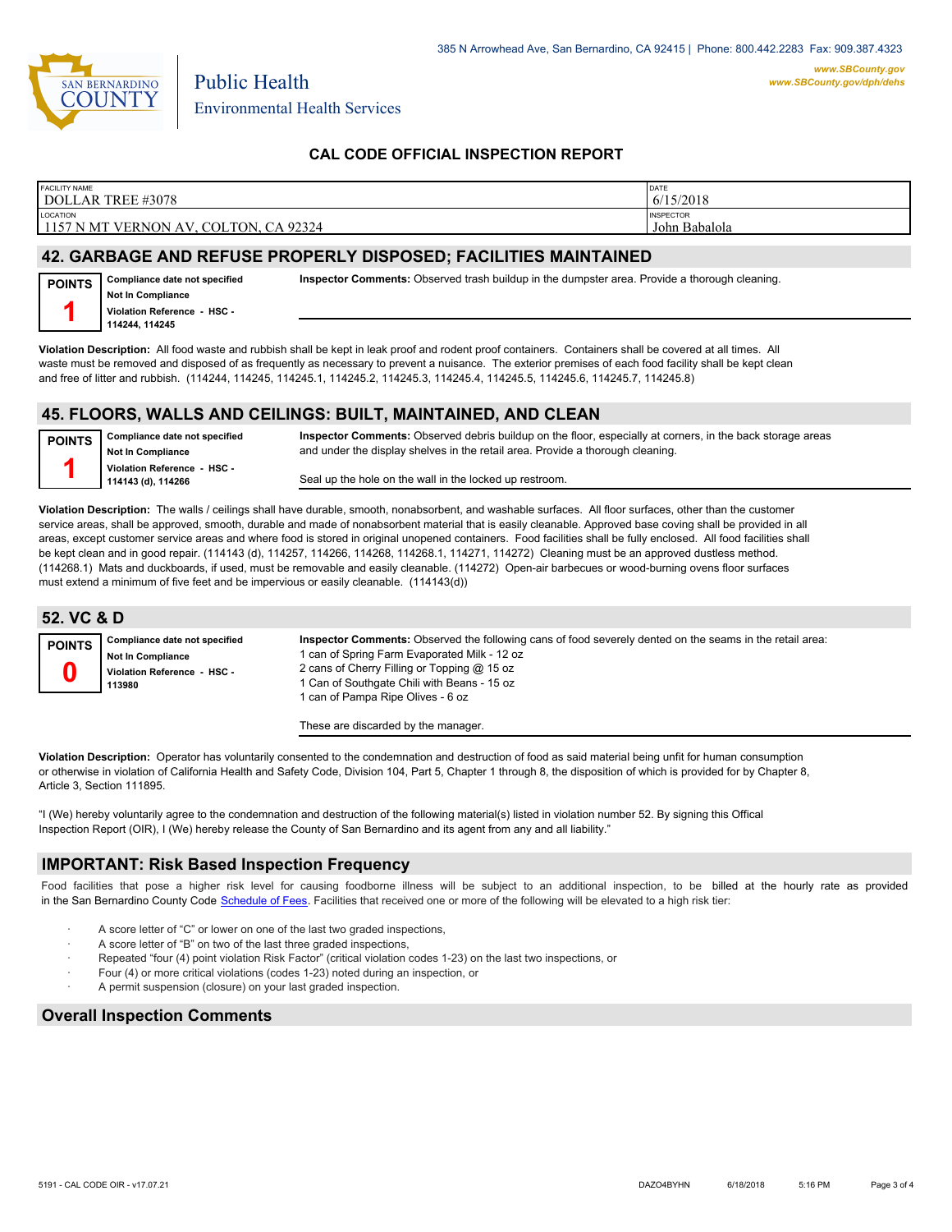385 N Arrowhead Ave, San Bernardino, CA 92415 | Phone: 800.442.2283 Fax: 909.387.4323

www.SBCounty.gov
www.SBCounty.gov/dph/dehs

SAN BERNARDINO COUNTY

Public Health
Environmental Health Services

## CAL CODE OFFICIAL INSPECTION REPORT

| FACILITY NAME | DATE |
|---|---|
| DOLLAR TREE #3078 | 6/15/2018 |
| **LOCATION** | **INSPECTOR** |
| 1157 N MT VERNON AV, COLTON, CA 92324 | John Babalola |

## 42. GARBAGE AND REFUSE PROPERLY DISPOSED; FACILITIES MAINTAINED

**POINTS** **1**

**Compliance date not specified**
**Not In Compliance**
**Violation Reference - HSC - 114244, 114245**

**Inspector Comments:** Observed trash buildup in the dumpster area. Provide a thorough cleaning.

**Violation Description:** All food waste and rubbish shall be kept in leak proof and rodent proof containers. Containers shall be covered at all times. All waste must be removed and disposed of as frequently as necessary to prevent a nuisance. The exterior premises of each food facility shall be kept clean and free of litter and rubbish. (114244, 114245, 114245.1, 114245.2, 114245.3, 114245.4, 114245.5, 114245.6, 114245.7, 114245.8)

## 45. FLOORS, WALLS AND CEILINGS: BUILT, MAINTAINED, AND CLEAN

**POINTS** **1**

**Compliance date not specified**
**Not In Compliance**
**Violation Reference - HSC - 114143 (d), 114266**

**Inspector Comments:** Observed debris buildup on the floor, especially at corners, in the back storage areas and under the display shelves in the retail area. Provide a thorough cleaning.

Seal up the hole on the wall in the locked up restroom.

**Violation Description:** The walls / ceilings shall have durable, smooth, nonabsorbent, and washable surfaces. All floor surfaces, other than the customer service areas, shall be approved, smooth, durable and made of nonabsorbent material that is easily cleanable. Approved base coving shall be provided in all areas, except customer service areas and where food is stored in original unopened containers. Food facilities shall be fully enclosed. All food facilities shall be kept clean and in good repair. (114143 (d), 114257, 114266, 114268, 114268.1, 114271, 114272) Cleaning must be an approved dustless method. (114268.1) Mats and duckboards, if used, must be removable and easily cleanable. (114272) Open-air barbecues or wood-burning ovens floor surfaces must extend a minimum of five feet and be impervious or easily cleanable. (114143(d))

## 52. VC & D

**POINTS** **0**

**Compliance date not specified**
**Not In Compliance**
**Violation Reference - HSC - 113980**

**Inspector Comments:** Observed the following cans of food severely dented on the seams in the retail area:
1 can of Spring Farm Evaporated Milk - 12 oz
2 cans of Cherry Filling or Topping @ 15 oz
1 Can of Southgate Chili with Beans - 15 oz
1 can of Pampa Ripe Olives - 6 oz

These are discarded by the manager.

**Violation Description:** Operator has voluntarily consented to the condemnation and destruction of food as said material being unfit for human consumption or otherwise in violation of California Health and Safety Code, Division 104, Part 5, Chapter 1 through 8, the disposition of which is provided for by Chapter 8, Article 3, Section 111895.

"I (We) hereby voluntarily agree to the condemnation and destruction of the following material(s) listed in violation number 52. By signing this Offical Inspection Report (OIR), I (We) hereby release the County of San Bernardino and its agent from any and all liability."

## IMPORTANT: Risk Based Inspection Frequency

Food facilities that pose a higher risk level for causing foodborne illness will be subject to an additional inspection, to be billed at the hourly rate as provided in the San Bernardino County Code Schedule of Fees. Facilities that received one or more of the following will be elevated to a high risk tier:

- A score letter of "C" or lower on one of the last two graded inspections,
- A score letter of "B" on two of the last three graded inspections,
- Repeated "four (4) point violation Risk Factor" (critical violation codes 1-23) on the last two inspections, or
- Four (4) or more critical violations (codes 1-23) noted during an inspection, or
- A permit suspension (closure) on your last graded inspection.

## Overall Inspection Comments

5191 - CAL CODE OIR - v17.07.21 DAZO4BYHN 6/18/2018 5:16 PM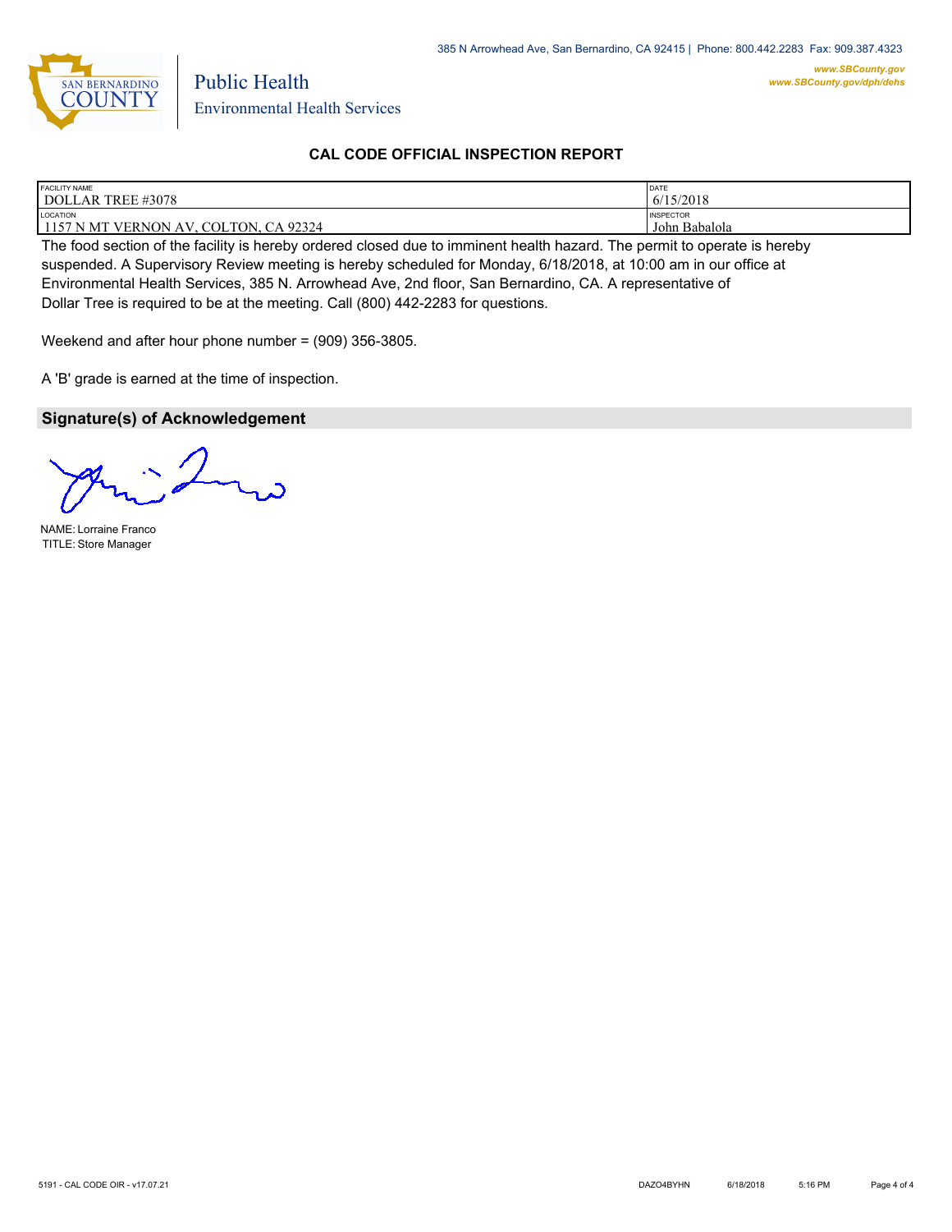385 N Arrowhead Ave, San Bernardino, CA 92415 | Phone: 800.442.2283 Fax: 909.387.4323

www.SBCounty.gov
www.SBCounty.gov/dph/dehs

SAN BERNARDINO COUNTY

Public Health
Environmental Health Services

### CAL CODE OFFICIAL INSPECTION REPORT

| FACILITY NAME | DATE |
|---|---|
| DOLLAR TREE #3078 | 6/15/2018 |
| LOCATION | INSPECTOR |
| 1157 N MT VERNON AV, COLTON, CA 92324 | John Babalola |

The food section of the facility is hereby ordered closed due to imminent health hazard. The permit to operate is hereby suspended. A Supervisory Review meeting is hereby scheduled for Monday, 6/18/2018, at 10:00 am in our office at Environmental Health Services, 385 N. Arrowhead Ave, 2nd floor, San Bernardino, CA. A representative of Dollar Tree is required to be at the meeting. Call (800) 442-2283 for questions.

Weekend and after hour phone number = (909) 356-3805.

A 'B' grade is earned at the time of inspection.

## Signature(s) of Acknowledgement

NAME: Lorraine Franco
TITLE: Store Manager

5191 - CAL CODE OIR - v17.07.21 DAZO4BYHN 6/18/2018 5:16 PM